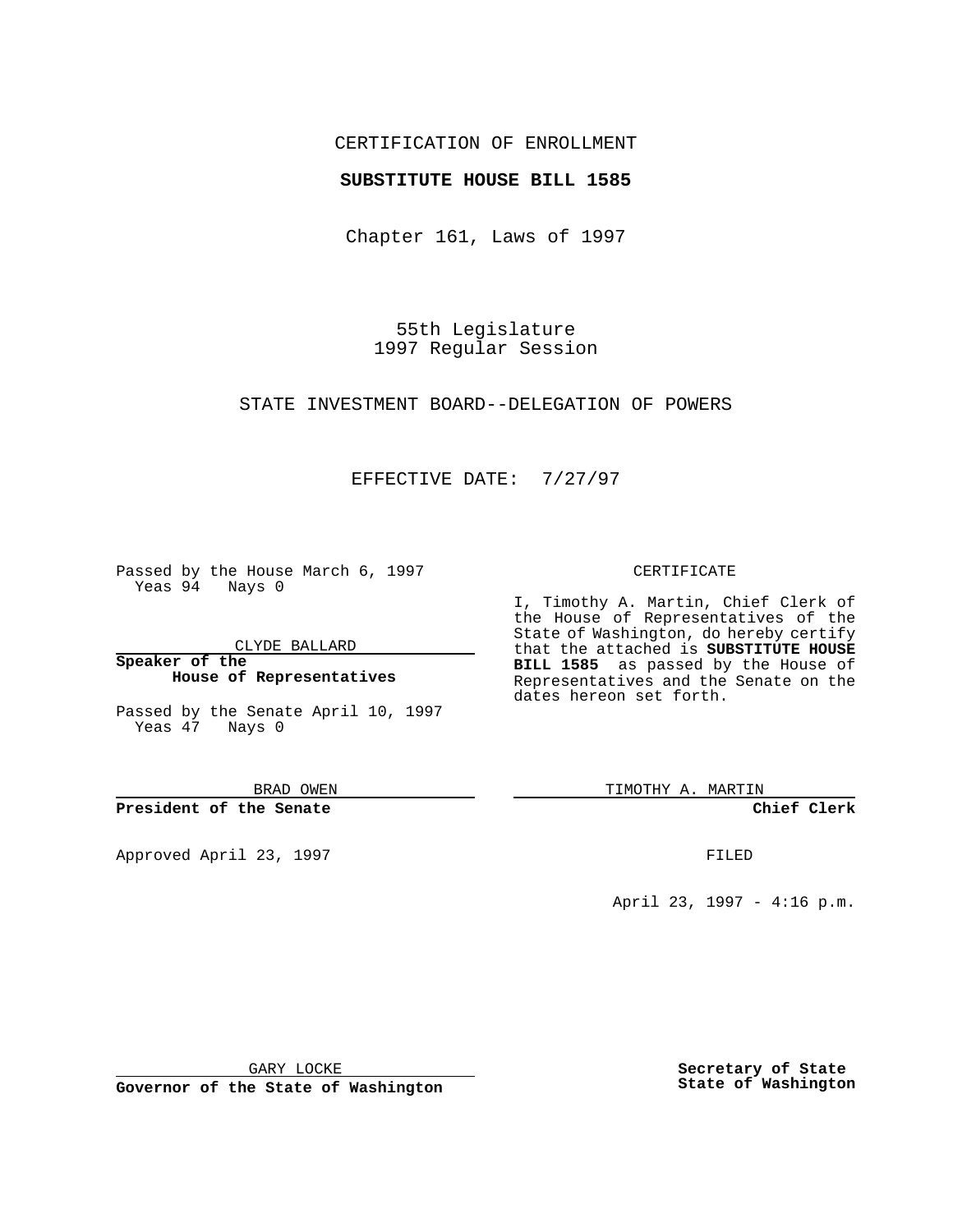CERTIFICATION OF ENROLLMENT

**SUBSTITUTE HOUSE BILL 1585**

Chapter 161, Laws of 1997

55th Legislature
1997 Regular Session

STATE INVESTMENT BOARD--DELEGATION OF POWERS

EFFECTIVE DATE: 7/27/97

Passed by the House March 6, 1997
Yeas 94 Nays 0

CLYDE BALLARD

**Speaker of the House of Representatives**

Passed by the Senate April 10, 1997
Yeas 47 Nays 0

BRAD OWEN

**President of the Senate**

Approved April 23, 1997

GARY LOCKE

**Governor of the State of Washington**

CERTIFICATE

I, Timothy A. Martin, Chief Clerk of the House of Representatives of the State of Washington, do hereby certify that the attached is **SUBSTITUTE HOUSE BILL 1585** as passed by the House of Representatives and the Senate on the dates hereon set forth.

TIMOTHY A. MARTIN

**Chief Clerk**

FILED

April 23, 1997 - 4:16 p.m.

**Secretary of State**
**State of Washington**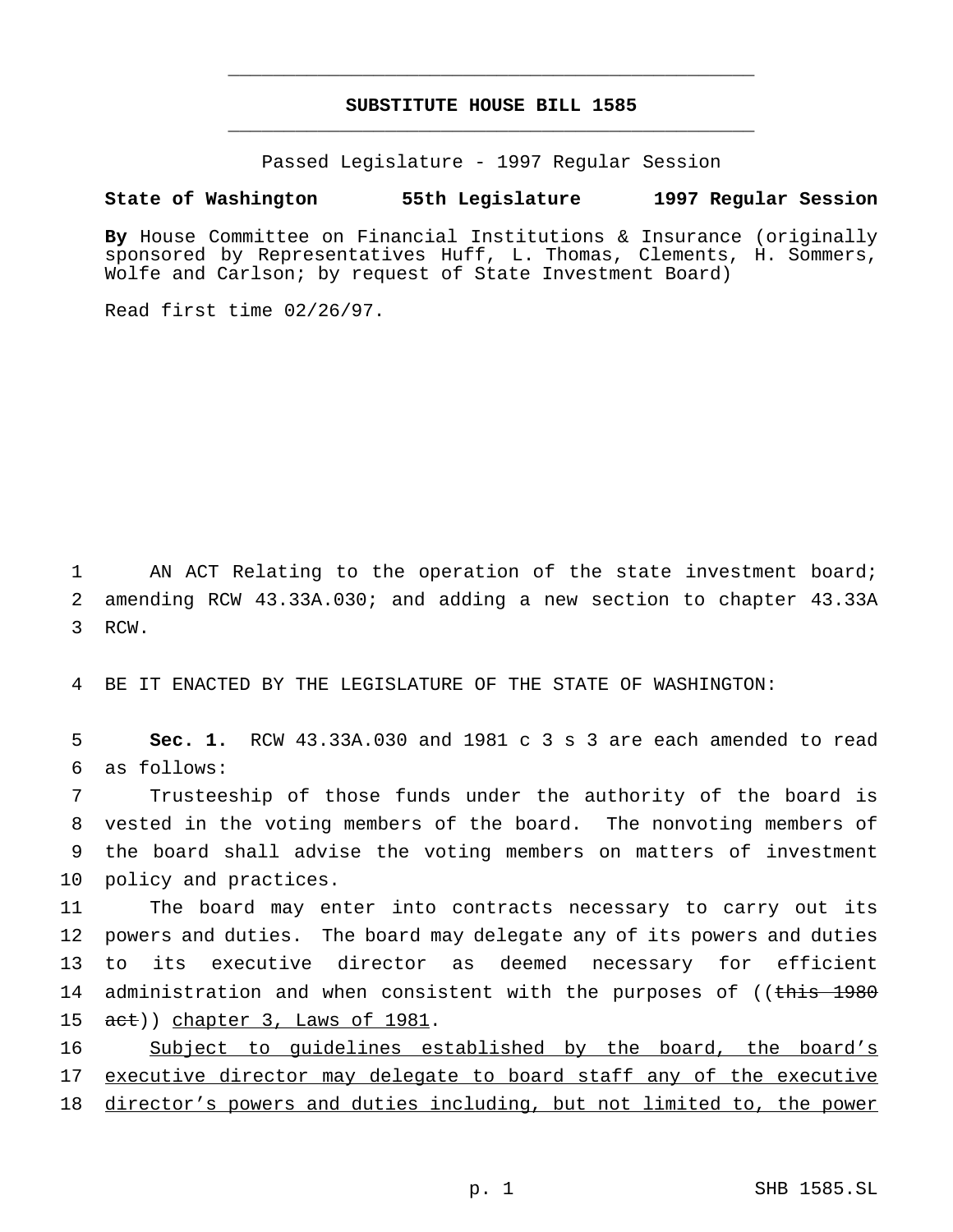**SUBSTITUTE HOUSE BILL 1585**

Passed Legislature - 1997 Regular Session

**State of Washington 55th Legislature 1997 Regular Session**

**By** House Committee on Financial Institutions & Insurance (originally sponsored by Representatives Huff, L. Thomas, Clements, H. Sommers, Wolfe and Carlson; by request of State Investment Board)

Read first time 02/26/97.

AN ACT Relating to the operation of the state investment board; amending RCW 43.33A.030; and adding a new section to chapter 43.33A RCW.

BE IT ENACTED BY THE LEGISLATURE OF THE STATE OF WASHINGTON:

**Sec. 1.** RCW 43.33A.030 and 1981 c 3 s 3 are each amended to read as follows:

Trusteeship of those funds under the authority of the board is vested in the voting members of the board. The nonvoting members of the board shall advise the voting members on matters of investment policy and practices.

The board may enter into contracts necessary to carry out its powers and duties. The board may delegate any of its powers and duties to its executive director as deemed necessary for efficient administration and when consistent with the purposes of ((~~this 1980 act~~)) <u>chapter 3, Laws of 1981</u>.

<u>Subject to guidelines established by the board, the board's executive director may delegate to board staff any of the executive director's powers and duties including, but not limited to, the power</u>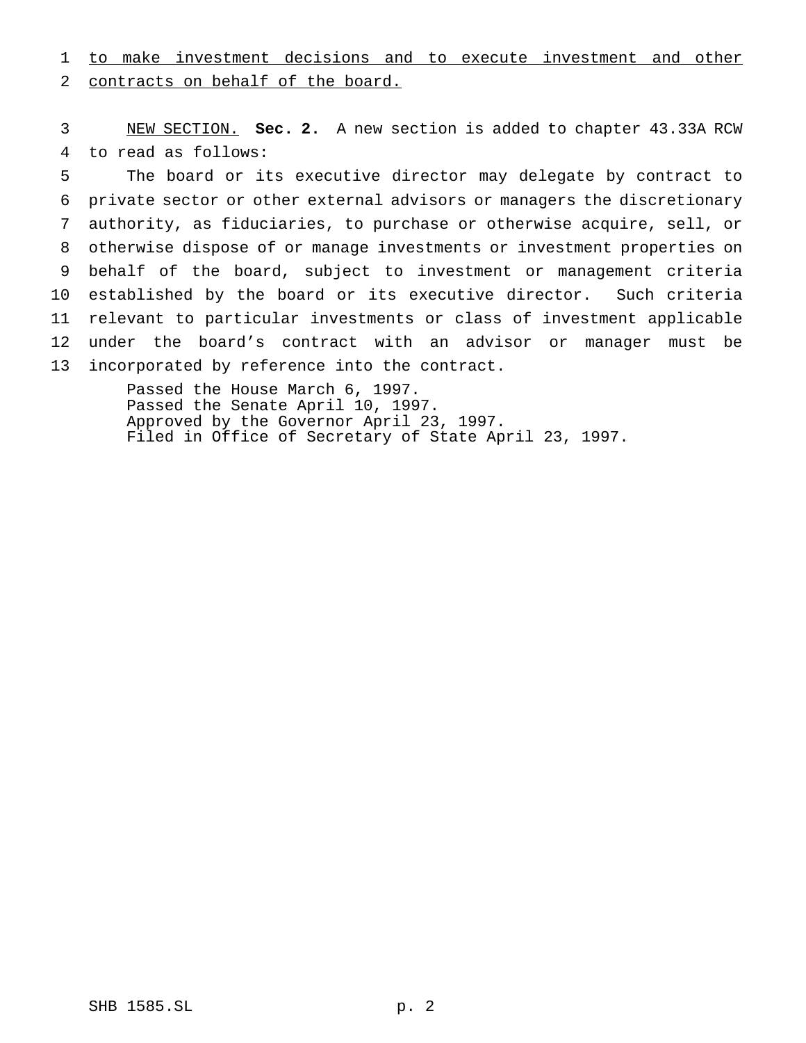to make investment decisions and to execute investment and other contracts on behalf of the board.

NEW SECTION. **Sec. 2.** A new section is added to chapter 43.33A RCW to read as follows:

The board or its executive director may delegate by contract to private sector or other external advisors or managers the discretionary authority, as fiduciaries, to purchase or otherwise acquire, sell, or otherwise dispose of or manage investments or investment properties on behalf of the board, subject to investment or management criteria established by the board or its executive director. Such criteria relevant to particular investments or class of investment applicable under the board's contract with an advisor or manager must be incorporated by reference into the contract.

Passed the House March 6, 1997.
Passed the Senate April 10, 1997.
Approved by the Governor April 23, 1997.
Filed in Office of Secretary of State April 23, 1997.